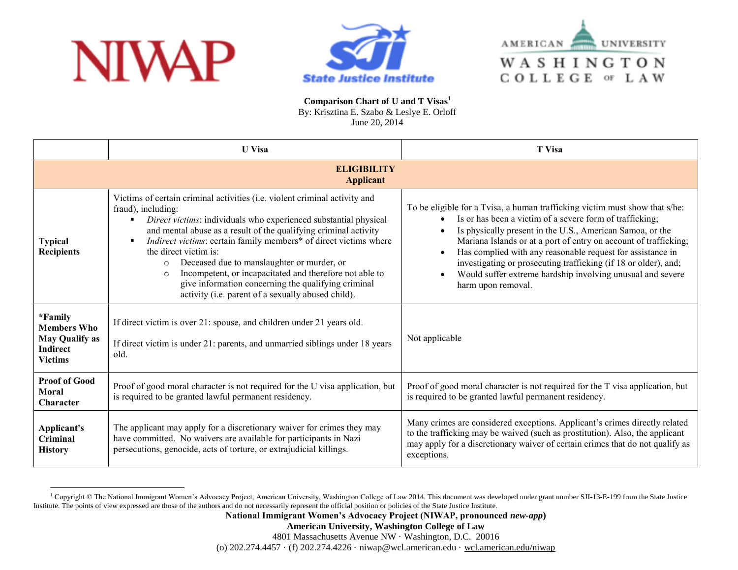**Comparison Chart of U and T Visas**[1]
By: Krisztina E. Szabo & Leslye E. Orloff
June 20, 2014

| | U Visa | T Visa |
|---|---|---|
| **ELIGIBILITY Applicant** | | |
| **Typical Recipients** | Victims of certain criminal activities (i.e. violent criminal activity and fraud), including: <br>▪ *Direct victims*: individuals who experienced substantial physical and mental abuse as a result of the qualifying criminal activity <br>▪ *Indirect victims*: certain family members* of direct victims where the direct victim is: <br>○ Deceased due to manslaughter or murder, or <br>○ Incompetent, or incapacitated and therefore not able to give information concerning the qualifying criminal activity (i.e. parent of a sexually abused child). | To be eligible for a Tvisa, a human trafficking victim must show that s/he: <br>• Is or has been a victim of a severe form of trafficking; <br>• Is physically present in the U.S., American Samoa, or the Mariana Islands or at a port of entry on account of trafficking; <br>• Has complied with any reasonable request for assistance in investigating or prosecuting trafficking (if 18 or older), and; <br>• Would suffer extreme hardship involving unusual and severe harm upon removal. |
| ***Family Members Who May Qualify as Indirect Victims** | If direct victim is over 21: spouse, and children under 21 years old. <br><br>If direct victim is under 21: parents, and unmarried siblings under 18 years old. | Not applicable |
| **Proof of Good Moral Character** | Proof of good moral character is not required for the U visa application, but is required to be granted lawful permanent residency. | Proof of good moral character is not required for the T visa application, but is required to be granted lawful permanent residency. |
| **Applicant's Criminal History** | The applicant may apply for a discretionary waiver for crimes they may have committed. No waivers are available for participants in Nazi persecutions, genocide, acts of torture, or extrajudicial killings. | Many crimes are considered exceptions. Applicant's crimes directly related to the trafficking may be waived (such as prostitution). Also, the applicant may apply for a discretionary waiver of certain crimes that do not qualify as exceptions. |

[1] Copyright © The National Immigrant Women's Advocacy Project, American University, Washington College of Law 2014. This document was developed under grant number SJI-13-E-199 from the State Justice Institute. The points of view expressed are those of the authors and do not necessarily represent the official position or policies of the State Justice Institute.

**National Immigrant Women's Advocacy Project (NIWAP, pronounced *new-app*)**
**American University, Washington College of Law**
4801 Massachusetts Avenue NW · Washington, D.C. 20016
(o) 202.274.4457 · (f) 202.274.4226 · niwap@wcl.american.edu · wcl.american.edu/niwap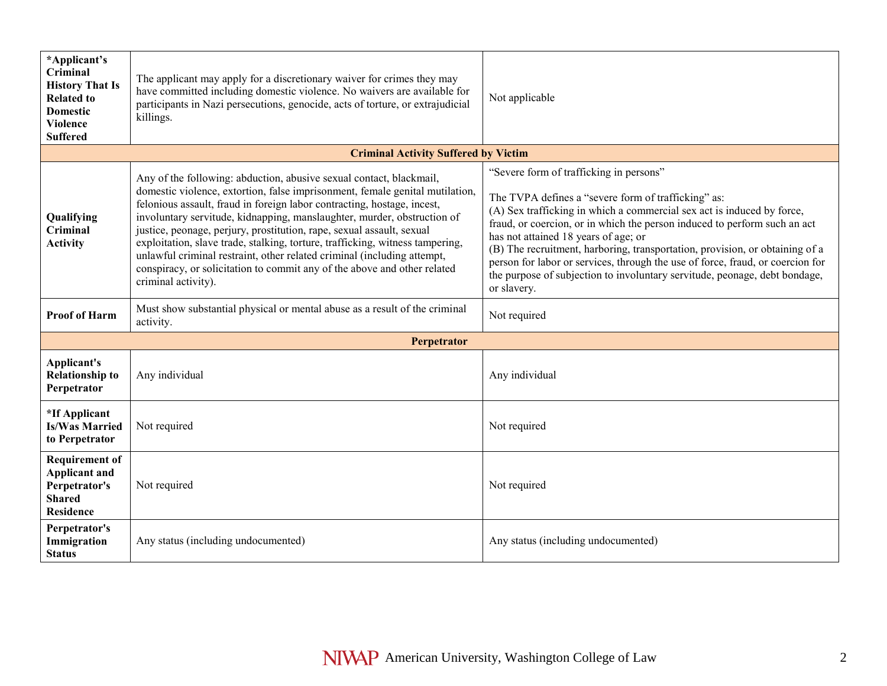| | | |
|---|---|---|
| ***Applicant's Criminal History That Is Related to Domestic Violence Suffered** | The applicant may apply for a discretionary waiver for crimes they may have committed including domestic violence. No waivers are available for participants in Nazi persecutions, genocide, acts of torture, or extrajudicial killings. | Not applicable |
| **Criminal Activity Suffered by Victim** | | |
| **Qualifying Criminal Activity** | Any of the following: abduction, abusive sexual contact, blackmail, domestic violence, extortion, false imprisonment, female genital mutilation, felonious assault, fraud in foreign labor contracting, hostage, incest, involuntary servitude, kidnapping, manslaughter, murder, obstruction of justice, peonage, perjury, prostitution, rape, sexual assault, sexual exploitation, slave trade, stalking, torture, trafficking, witness tampering, unlawful criminal restraint, other related criminal (including attempt, conspiracy, or solicitation to commit any of the above and other related criminal activity). | "Severe form of trafficking in persons"<br><br>The TVPA defines a "severe form of trafficking" as:<br>(A) Sex trafficking in which a commercial sex act is induced by force, fraud, or coercion, or in which the person induced to perform such an act has not attained 18 years of age; or<br>(B) The recruitment, harboring, transportation, provision, or obtaining of a person for labor or services, through the use of force, fraud, or coercion for the purpose of subjection to involuntary servitude, peonage, debt bondage, or slavery. |
| **Proof of Harm** | Must show substantial physical or mental abuse as a result of the criminal activity. | Not required |
| **Perpetrator** | | |
| **Applicant's Relationship to Perpetrator** | Any individual | Any individual |
| ***If Applicant Is/Was Married to Perpetrator** | Not required | Not required |
| **Requirement of Applicant and Perpetrator's Shared Residence** | Not required | Not required |
| **Perpetrator's Immigration Status** | Any status (including undocumented) | Any status (including undocumented) |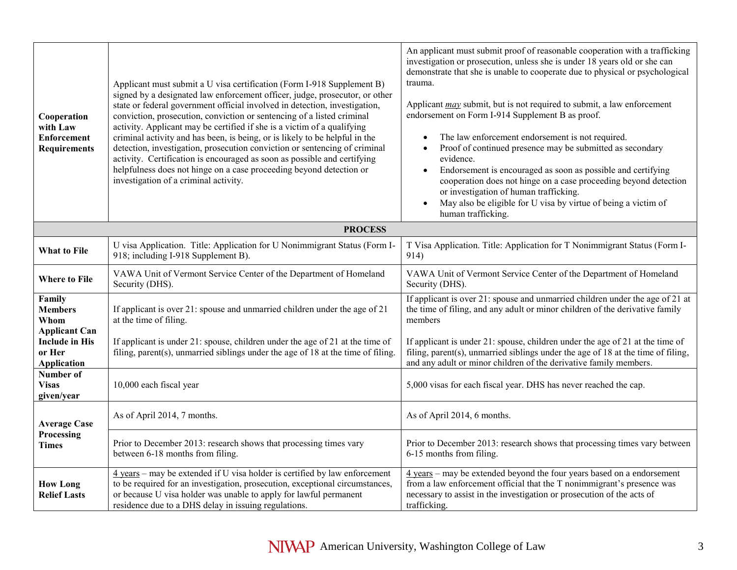| | | |
|---|---|---|
| **Cooperation with Law Enforcement Requirements** | Applicant must submit a U visa certification (Form I-918 Supplement B) signed by a designated law enforcement officer, judge, prosecutor, or other state or federal government official involved in detection, investigation, conviction, prosecution, conviction or sentencing of a listed criminal activity. Applicant may be certified if she is a victim of a qualifying criminal activity and has been, is being, or is likely to be helpful in the detection, investigation, prosecution conviction or sentencing of criminal activity. Certification is encouraged as soon as possible and certifying helpfulness does not hinge on a case proceeding beyond detection or investigation of a criminal activity. | An applicant must submit proof of reasonable cooperation with a trafficking investigation or prosecution, unless she is under 18 years old or she can demonstrate that she is unable to cooperate due to physical or psychological trauma.<br><br>Applicant ***may*** submit, but is not required to submit, a law enforcement endorsement on Form I-914 Supplement B as proof.<br><br>• The law enforcement endorsement is not required.<br>• Proof of continued presence may be submitted as secondary evidence.<br>• Endorsement is encouraged as soon as possible and certifying cooperation does not hinge on a case proceeding beyond detection or investigation of human trafficking.<br>• May also be eligible for U visa by virtue of being a victim of human trafficking. |
| | **PROCESS** | |
| **What to File** | U visa Application. Title: Application for U Nonimmigrant Status (Form I-918; including I-918 Supplement B). | T Visa Application. Title: Application for T Nonimmigrant Status (Form I-914) |
| **Where to File** | VAWA Unit of Vermont Service Center of the Department of Homeland Security (DHS). | VAWA Unit of Vermont Service Center of the Department of Homeland Security (DHS). |
| **Family Members Whom Applicant Can Include in His or Her Application** | If applicant is over 21: spouse and unmarried children under the age of 21 at the time of filing.<br><br>If applicant is under 21: spouse, children under the age of 21 at the time of filing, parent(s), unmarried siblings under the age of 18 at the time of filing. | If applicant is over 21: spouse and unmarried children under the age of 21 at the time of filing, and any adult or minor children of the derivative family members<br><br>If applicant is under 21: spouse, children under the age of 21 at the time of filing, parent(s), unmarried siblings under the age of 18 at the time of filing, and any adult or minor children of the derivative family members. |
| **Number of Visas given/year** | 10,000 each fiscal year | 5,000 visas for each fiscal year. DHS has never reached the cap. |
| **Average Case Processing Times** | As of April 2014, 7 months. | As of April 2014, 6 months. |
| | Prior to December 2013: research shows that processing times vary between 6-18 months from filing. | Prior to December 2013: research shows that processing times vary between 6-15 months from filing. |
| **How Long Relief Lasts** | <u>4 years</u> – may be extended if U visa holder is certified by law enforcement to be required for an investigation, prosecution, exceptional circumstances, or because U visa holder was unable to apply for lawful permanent residence due to a DHS delay in issuing regulations. | <u>4 years</u> – may be extended beyond the four years based on a endorsement from a law enforcement official that the T nonimmigrant's presence was necessary to assist in the investigation or prosecution of the acts of trafficking. |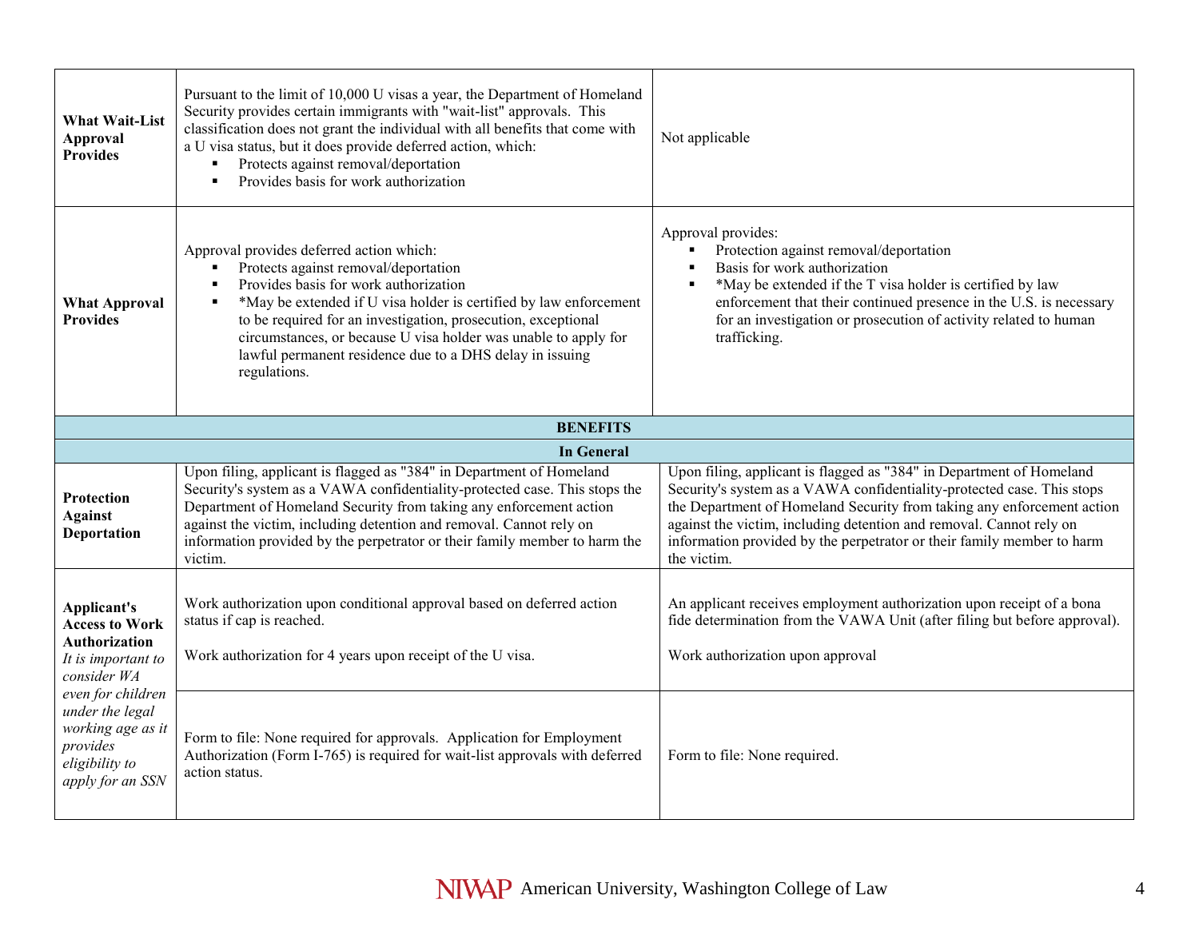| | | |
|---|---|---|
| **What Wait-List Approval Provides** | Pursuant to the limit of 10,000 U visas a year, the Department of Homeland Security provides certain immigrants with "wait-list" approvals. This classification does not grant the individual with all benefits that come with a U visa status, but it does provide deferred action, which:<br>▪ Protects against removal/deportation<br>▪ Provides basis for work authorization | Not applicable |
| **What Approval Provides** | Approval provides deferred action which:<br>▪ Protects against removal/deportation<br>▪ Provides basis for work authorization<br>▪ *May be extended if U visa holder is certified by law enforcement to be required for an investigation, prosecution, exceptional circumstances, or because U visa holder was unable to apply for lawful permanent residence due to a DHS delay in issuing regulations. | Approval provides:<br>▪ Protection against removal/deportation<br>▪ Basis for work authorization<br>▪ *May be extended if the T visa holder is certified by law enforcement that their continued presence in the U.S. is necessary for an investigation or prosecution of activity related to human trafficking. |
| **BENEFITS** | | |
| **In General** | | |
| **Protection Against Deportation** | Upon filing, applicant is flagged as "384" in Department of Homeland Security's system as a VAWA confidentiality-protected case. This stops the Department of Homeland Security from taking any enforcement action against the victim, including detention and removal. Cannot rely on information provided by the perpetrator or their family member to harm the victim. | Upon filing, applicant is flagged as "384" in Department of Homeland Security's system as a VAWA confidentiality-protected case. This stops the Department of Homeland Security from taking any enforcement action against the victim, including detention and removal. Cannot rely on information provided by the perpetrator or their family member to harm the victim. |
| **Applicant's Access to Work Authorization** *It is important to consider WA even for children under the legal working age as it provides eligibility to apply for an SSN* | Work authorization upon conditional approval based on deferred action status if cap is reached.<br><br>Work authorization for 4 years upon receipt of the U visa. | An applicant receives employment authorization upon receipt of a bona fide determination from the VAWA Unit (after filing but before approval).<br><br>Work authorization upon approval |
| | Form to file: None required for approvals. Application for Employment Authorization (Form I-765) is required for wait-list approvals with deferred action status. | Form to file: None required. |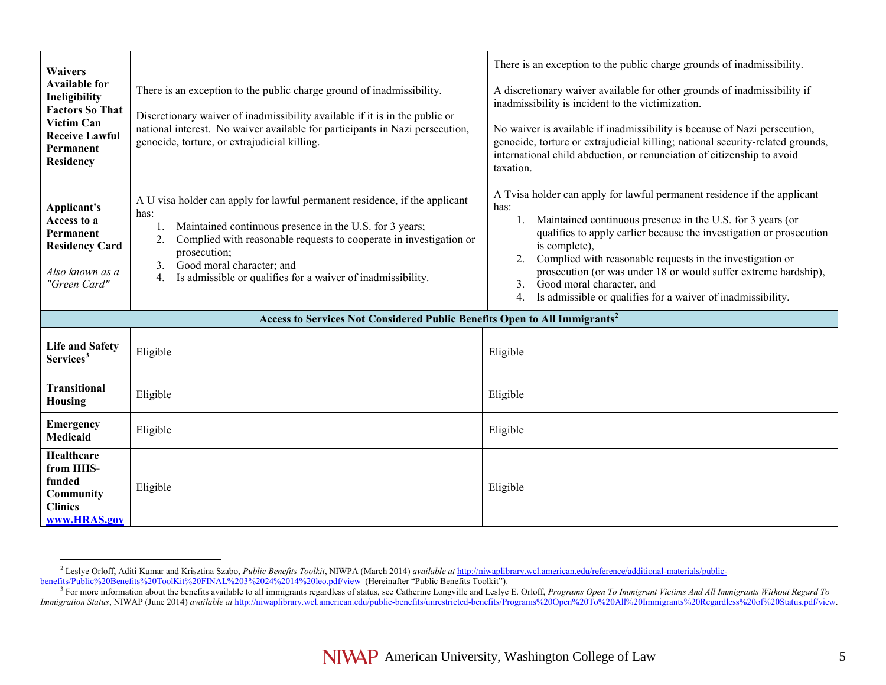| | | |
|---|---|---|
| **Waivers Available for Ineligibility Factors So That Victim Can Receive Lawful Permanent Residency** | There is an exception to the public charge ground of inadmissibility.<br><br>Discretionary waiver of inadmissibility available if it is in the public or national interest. No waiver available for participants in Nazi persecution, genocide, torture, or extrajudicial killing. | There is an exception to the public charge grounds of inadmissibility.<br><br>A discretionary waiver available for other grounds of inadmissibility if inadmissibility is incident to the victimization.<br><br>No waiver is available if inadmissibility is because of Nazi persecution, genocide, torture or extrajudicial killing; national security-related grounds, international child abduction, or renunciation of citizenship to avoid taxation. |
| **Applicant's Access to a Permanent Residency Card**<br><br>*Also known as a "Green Card"* | A U visa holder can apply for lawful permanent residence, if the applicant has:<br>1. Maintained continuous presence in the U.S. for 3 years;<br>2. Complied with reasonable requests to cooperate in investigation or prosecution;<br>3. Good moral character; and<br>4. Is admissible or qualifies for a waiver of inadmissibility. | A Tvisa holder can apply for lawful permanent residence if the applicant has:<br>1. Maintained continuous presence in the U.S. for 3 years (or qualifies to apply earlier because the investigation or prosecution is complete),<br>2. Complied with reasonable requests in the investigation or prosecution (or was under 18 or would suffer extreme hardship),<br>3. Good moral character, and<br>4. Is admissible or qualifies for a waiver of inadmissibility. |
| **Access to Services Not Considered Public Benefits Open to All Immigrants[2]** | | |
| **Life and Safety Services[3]** | Eligible | Eligible |
| **Transitional Housing** | Eligible | Eligible |
| **Emergency Medicaid** | Eligible | Eligible |
| **Healthcare from HHS-funded Community Clinics** [**www.HRAS.gov**](www.HRAS.gov) | Eligible | Eligible |

[2] Leslye Orloff, Aditi Kumar and Krisztina Szabo, *Public Benefits Toolkit*, NIWPA (March 2014) *available at* http://niwaplibrary.wcl.american.edu/reference/additional-materials/public-benefits/Public%20Benefits%20ToolKit%20FINAL%203%2024%2014%20leo.pdf/view (Hereinafter "Public Benefits Toolkit").

[3] For more information about the benefits available to all immigrants regardless of status, see Catherine Longville and Leslye E. Orloff, *Programs Open To Immigrant Victims And All Immigrants Without Regard To Immigration Status*, NIWAP (June 2014) *available at* http://niwaplibrary.wcl.american.edu/public-benefits/unrestricted-benefits/Programs%20Open%20To%20All%20Immigrants%20Regardless%20of%20Status.pdf/view.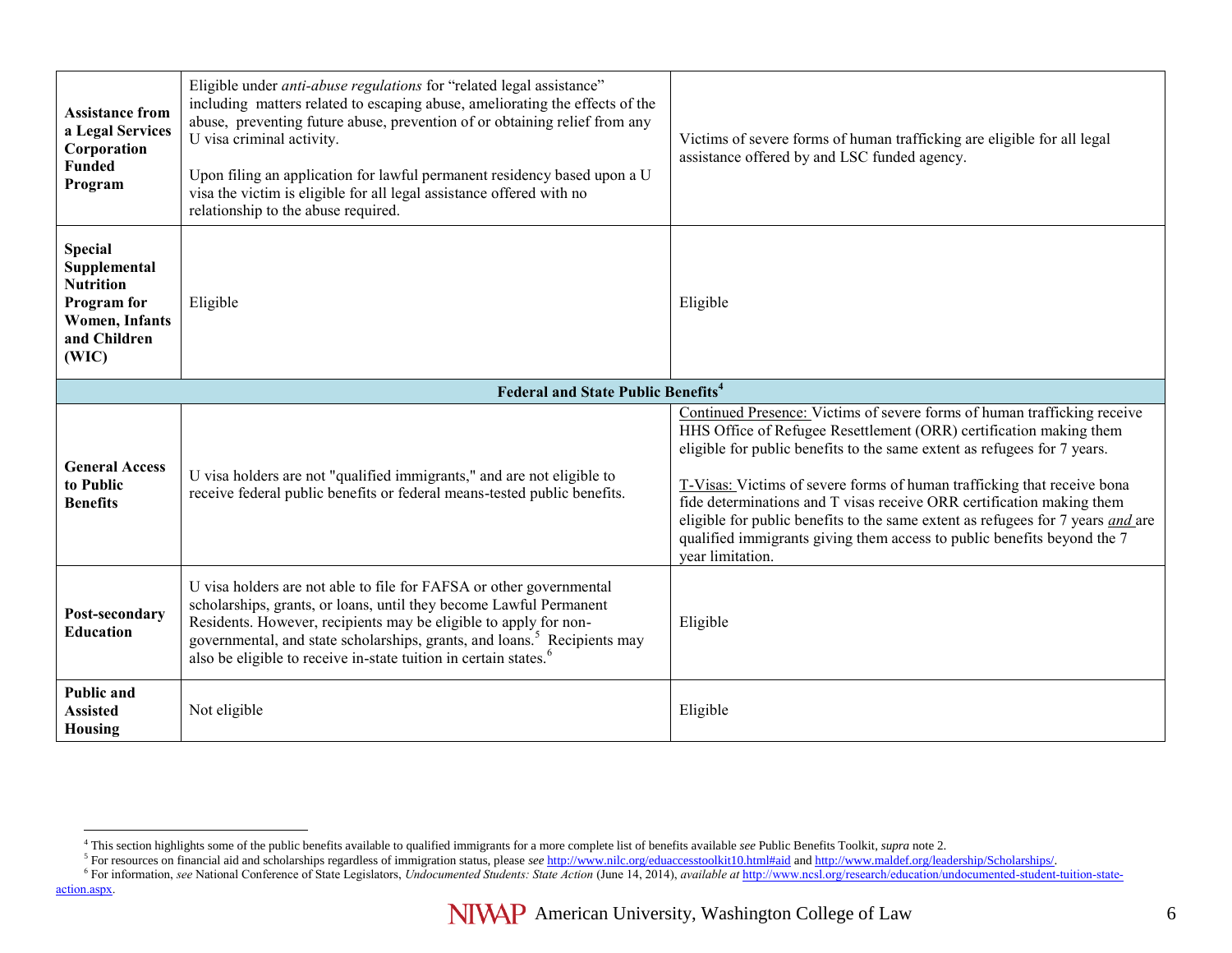| | | |
|---|---|---|
| **Assistance from a Legal Services Corporation Funded Program** | Eligible under *anti-abuse regulations* for "related legal assistance" including matters related to escaping abuse, ameliorating the effects of the abuse, preventing future abuse, prevention of or obtaining relief from any U visa criminal activity.<br><br>Upon filing an application for lawful permanent residency based upon a U visa the victim is eligible for all legal assistance offered with no relationship to the abuse required. | Victims of severe forms of human trafficking are eligible for all legal assistance offered by and LSC funded agency. |
| **Special Supplemental Nutrition Program for Women, Infants and Children (WIC)** | Eligible | Eligible |
| **Federal and State Public Benefits[4]** | | |
| **General Access to Public Benefits** | U visa holders are not "qualified immigrants," and are not eligible to receive federal public benefits or federal means-tested public benefits. | Continued Presence: Victims of severe forms of human trafficking receive HHS Office of Refugee Resettlement (ORR) certification making them eligible for public benefits to the same extent as refugees for 7 years.<br><br>T-Visas: Victims of severe forms of human trafficking that receive bona fide determinations and T visas receive ORR certification making them eligible for public benefits to the same extent as refugees for 7 years *and* are qualified immigrants giving them access to public benefits beyond the 7 year limitation. |
| **Post-secondary Education** | U visa holders are not able to file for FAFSA or other governmental scholarships, grants, or loans, until they become Lawful Permanent Residents. However, recipients may be eligible to apply for non-governmental, and state scholarships, grants, and loans.[5] Recipients may also be eligible to receive in-state tuition in certain states.[6] | Eligible |
| **Public and Assisted Housing** | Not eligible | Eligible |

[4] This section highlights some of the public benefits available to qualified immigrants for a more complete list of benefits available *see* Public Benefits Toolkit, *supra* note 2.

[5] For resources on financial aid and scholarships regardless of immigration status, please *see* http://www.nilc.org/eduaccesstoolkit10.html#aid and http://www.maldef.org/leadership/Scholarships/.

[6] For information, *see* National Conference of State Legislators, *Undocumented Students: State Action* (June 14, 2014), *available at* http://www.ncsl.org/research/education/undocumented-student-tuition-state-action.aspx.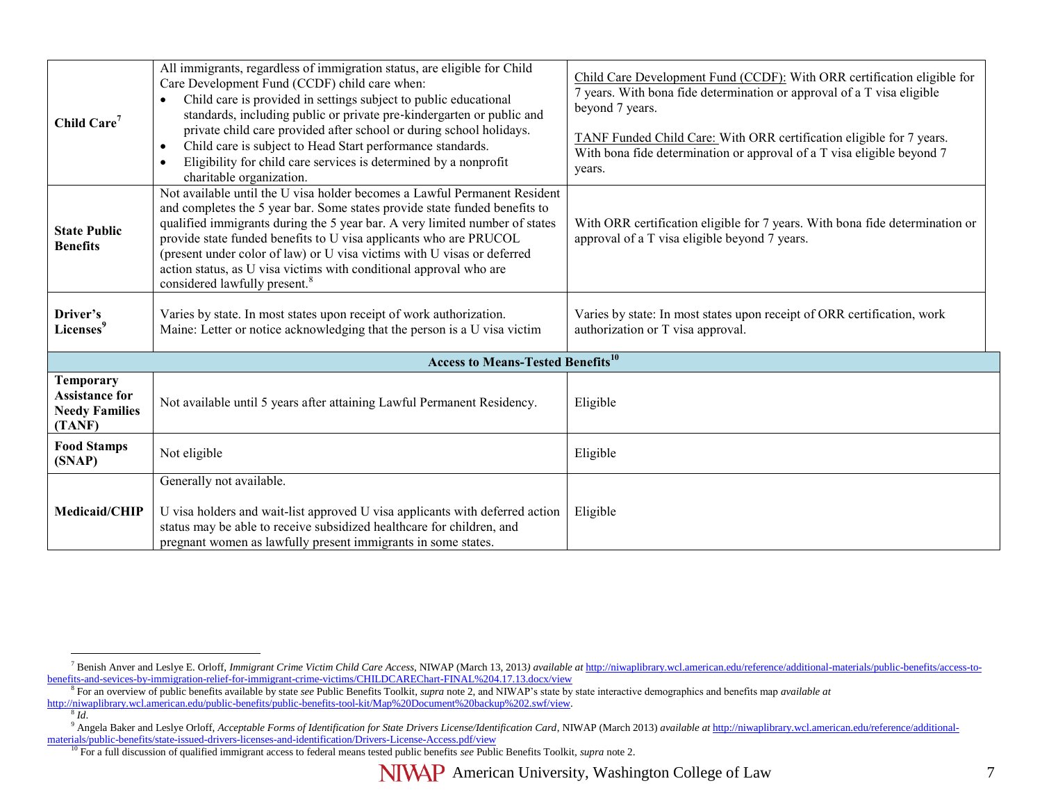| | | |
|---|---|---|
| **Child Care**[7] | All immigrants, regardless of immigration status, are eligible for Child Care Development Fund (CCDF) child care when:<br>• Child care is provided in settings subject to public educational standards, including public or private pre-kindergarten or public and private child care provided after school or during school holidays.<br>• Child care is subject to Head Start performance standards.<br>• Eligibility for child care services is determined by a nonprofit charitable organization. | Child Care Development Fund (CCDF): With ORR certification eligible for 7 years. With bona fide determination or approval of a T visa eligible beyond 7 years.<br><br>TANF Funded Child Care: With ORR certification eligible for 7 years. With bona fide determination or approval of a T visa eligible beyond 7 years. |
| **State Public Benefits** | Not available until the U visa holder becomes a Lawful Permanent Resident and completes the 5 year bar. Some states provide state funded benefits to qualified immigrants during the 5 year bar. A very limited number of states provide state funded benefits to U visa applicants who are PRUCOL (present under color of law) or U visa victims with U visas or deferred action status, as U visa victims with conditional approval who are considered lawfully present.[8] | With ORR certification eligible for 7 years. With bona fide determination or approval of a T visa eligible beyond 7 years. |
| **Driver's Licenses**[9] | Varies by state. In most states upon receipt of work authorization.<br>Maine: Letter or notice acknowledging that the person is a U visa victim | Varies by state: In most states upon receipt of ORR certification, work authorization or T visa approval. |
| | **Access to Means-Tested Benefits**[10] | |
| **Temporary Assistance for Needy Families (TANF)** | Not available until 5 years after attaining Lawful Permanent Residency. | Eligible |
| **Food Stamps (SNAP)** | Not eligible | Eligible |
| **Medicaid/CHIP** | Generally not available.<br><br>U visa holders and wait-list approved U visa applicants with deferred action status may be able to receive subsidized healthcare for children, and pregnant women as lawfully present immigrants in some states. | Eligible |

[7] Benish Anver and Leslye E. Orloff, *Immigrant Crime Victim Child Care Access*, NIWAP (March 13, 2013*) available at* http://niwaplibrary.wcl.american.edu/reference/additional-materials/public-benefits/access-to-benefits-and-sevices-by-immigration-relief-for-immigrant-crime-victims/CHILDCAREChart-FINAL%204.17.13.docx/view

[8] For an overview of public benefits available by state *see* Public Benefits Toolkit, *supra* note 2, and NIWAP's state by state interactive demographics and benefits map *available at* http://niwaplibrary.wcl.american.edu/public-benefits/public-benefits-tool-kit/Map%20Document%20backup%202.swf/view.

[8] *Id*.

[9] Angela Baker and Leslye Orloff, *Acceptable Forms of Identification for State Drivers License/Identification Card*, NIWAP (March 2013) *available at* http://niwaplibrary.wcl.american.edu/reference/additional-materials/public-benefits/state-issued-drivers-licenses-and-identification/Drivers-License-Access.pdf/view

[10] For a full discussion of qualified immigrant access to federal means tested public benefits *see* Public Benefits Toolkit, *supra* note 2.